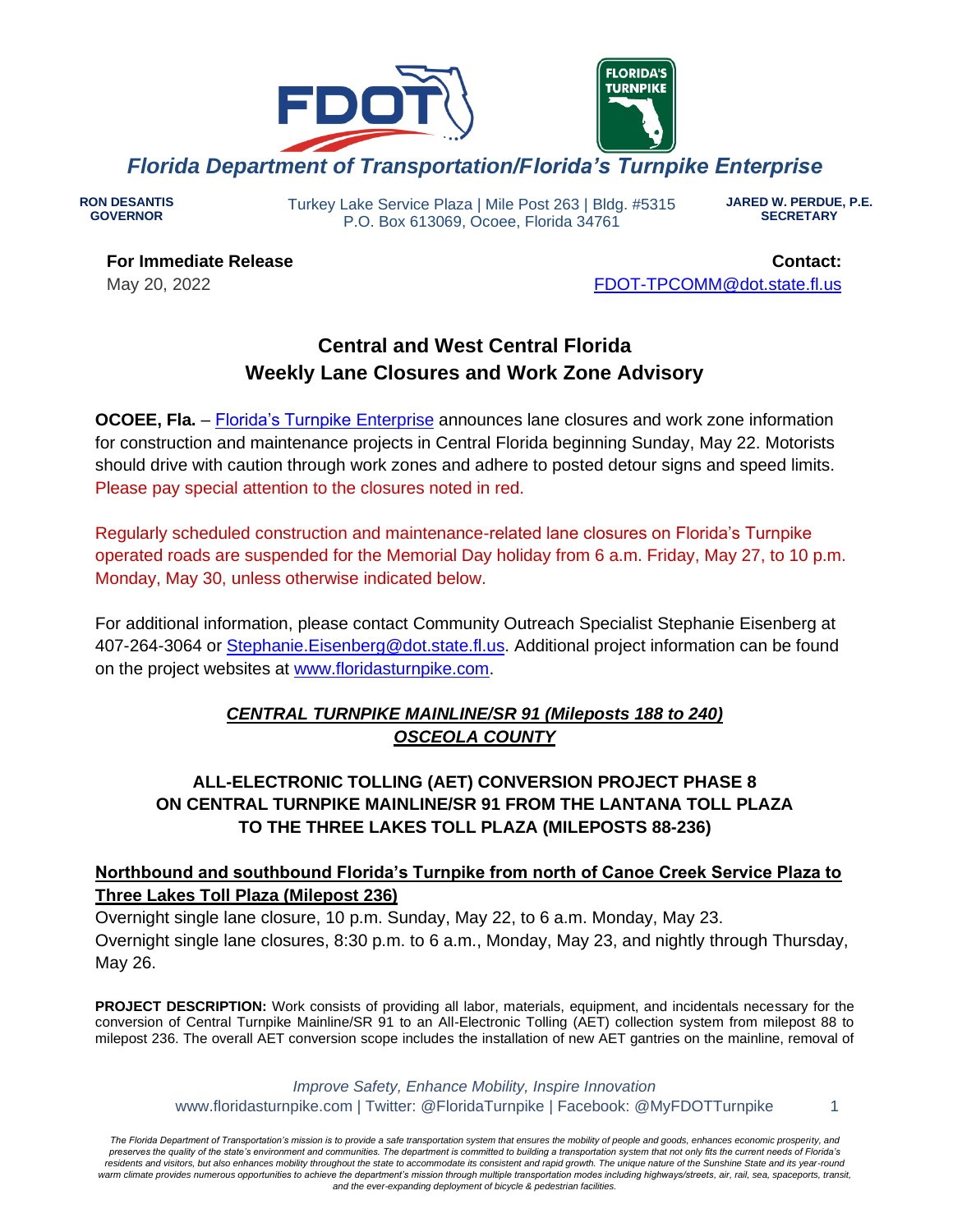# Florida Department of Transportation/Florida's Turnpike Enterprise

**RON DESANTIS**
**GOVERNOR**

Turkey Lake Service Plaza | Mile Post 263 | Bldg. #5315
P.O. Box 613069, Ocoee, Florida 34761

**JARED W. PERDUE, P.E.**
**SECRETARY**

**For Immediate Release**
May 20, 2022

**Contact:**
FDOT-TPCOMM@dot.state.fl.us

## Central and West Central Florida Weekly Lane Closures and Work Zone Advisory

**OCOEE, Fla.** – Florida's Turnpike Enterprise announces lane closures and work zone information for construction and maintenance projects in Central Florida beginning Sunday, May 22. Motorists should drive with caution through work zones and adhere to posted detour signs and speed limits. Please pay special attention to the closures noted in red.

Regularly scheduled construction and maintenance-related lane closures on Florida's Turnpike operated roads are suspended for the Memorial Day holiday from 6 a.m. Friday, May 27, to 10 p.m. Monday, May 30, unless otherwise indicated below.

For additional information, please contact Community Outreach Specialist Stephanie Eisenberg at 407-264-3064 or Stephanie.Eisenberg@dot.state.fl.us. Additional project information can be found on the project websites at www.floridasturnpike.com.

### ***CENTRAL TURNPIKE MAINLINE/SR 91 (Mileposts 188 to 240)*** ***OSCEOLA COUNTY***

### ALL-ELECTRONIC TOLLING (AET) CONVERSION PROJECT PHASE 8 ON CENTRAL TURNPIKE MAINLINE/SR 91 FROM THE LANTANA TOLL PLAZA TO THE THREE LAKES TOLL PLAZA (MILEPOSTS 88-236)

**Northbound and southbound Florida's Turnpike from north of Canoe Creek Service Plaza to Three Lakes Toll Plaza (Milepost 236)**

Overnight single lane closure, 10 p.m. Sunday, May 22, to 6 a.m. Monday, May 23.
Overnight single lane closures, 8:30 p.m. to 6 a.m., Monday, May 23, and nightly through Thursday, May 26.

**PROJECT DESCRIPTION:** Work consists of providing all labor, materials, equipment, and incidentals necessary for the conversion of Central Turnpike Mainline/SR 91 to an All-Electronic Tolling (AET) collection system from milepost 88 to milepost 236. The overall AET conversion scope includes the installation of new AET gantries on the mainline, removal of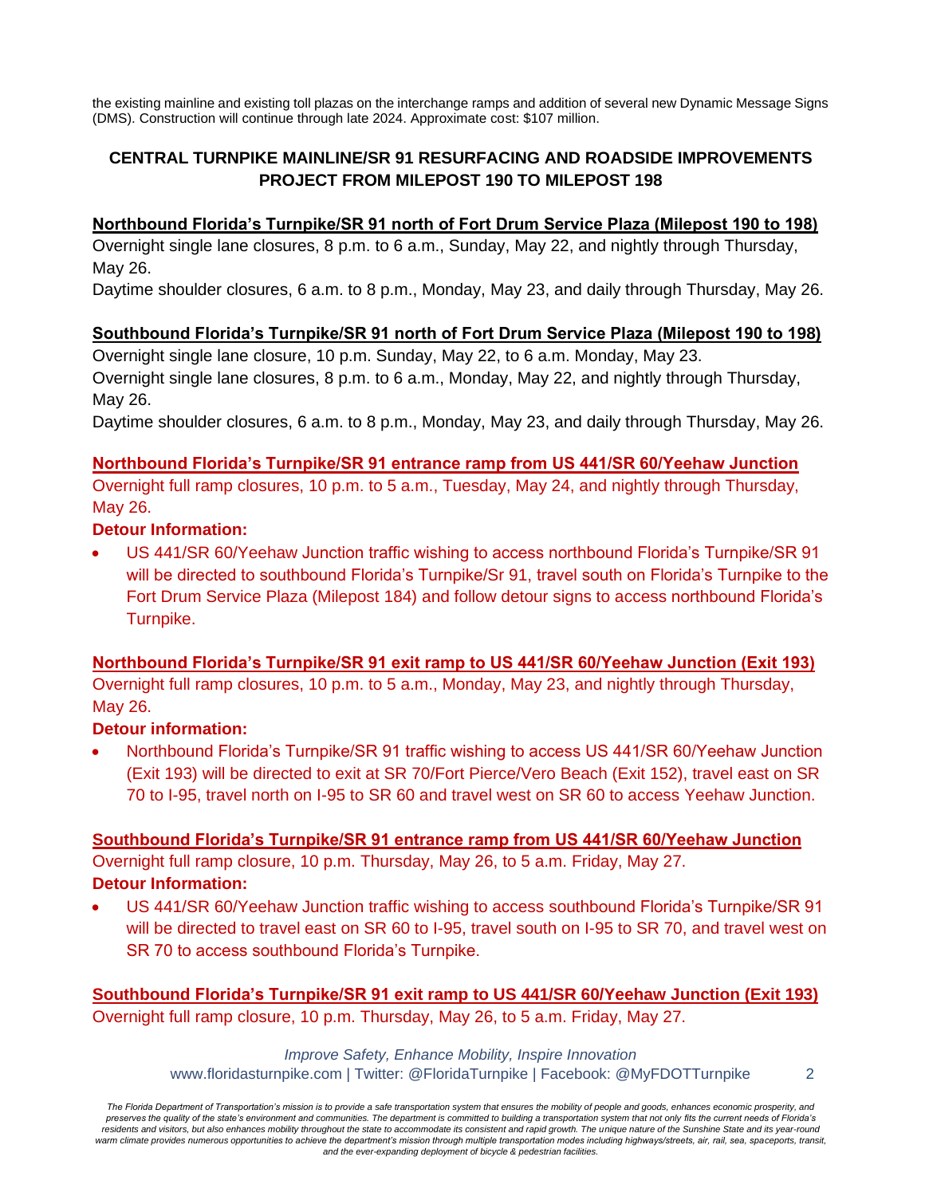the existing mainline and existing toll plazas on the interchange ramps and addition of several new Dynamic Message Signs (DMS). Construction will continue through late 2024. Approximate cost: $107 million.

## CENTRAL TURNPIKE MAINLINE/SR 91 RESURFACING AND ROADSIDE IMPROVEMENTS PROJECT FROM MILEPOST 190 TO MILEPOST 198

**Northbound Florida's Turnpike/SR 91 north of Fort Drum Service Plaza (Milepost 190 to 198)**

Overnight single lane closures, 8 p.m. to 6 a.m., Sunday, May 22, and nightly through Thursday, May 26.

Daytime shoulder closures, 6 a.m. to 8 p.m., Monday, May 23, and daily through Thursday, May 26.

**Southbound Florida's Turnpike/SR 91 north of Fort Drum Service Plaza (Milepost 190 to 198)**

Overnight single lane closure, 10 p.m. Sunday, May 22, to 6 a.m. Monday, May 23.

Overnight single lane closures, 8 p.m. to 6 a.m., Monday, May 22, and nightly through Thursday, May 26.

Daytime shoulder closures, 6 a.m. to 8 p.m., Monday, May 23, and daily through Thursday, May 26.

**Northbound Florida's Turnpike/SR 91 entrance ramp from US 441/SR 60/Yeehaw Junction**

Overnight full ramp closures, 10 p.m. to 5 a.m., Tuesday, May 24, and nightly through Thursday, May 26.

**Detour Information:**

- US 441/SR 60/Yeehaw Junction traffic wishing to access northbound Florida's Turnpike/SR 91 will be directed to southbound Florida's Turnpike/Sr 91, travel south on Florida's Turnpike to the Fort Drum Service Plaza (Milepost 184) and follow detour signs to access northbound Florida's Turnpike.

**Northbound Florida's Turnpike/SR 91 exit ramp to US 441/SR 60/Yeehaw Junction (Exit 193)**

Overnight full ramp closures, 10 p.m. to 5 a.m., Monday, May 23, and nightly through Thursday, May 26.

**Detour information:**

- Northbound Florida's Turnpike/SR 91 traffic wishing to access US 441/SR 60/Yeehaw Junction (Exit 193) will be directed to exit at SR 70/Fort Pierce/Vero Beach (Exit 152), travel east on SR 70 to I-95, travel north on I-95 to SR 60 and travel west on SR 60 to access Yeehaw Junction.

**Southbound Florida's Turnpike/SR 91 entrance ramp from US 441/SR 60/Yeehaw Junction**

Overnight full ramp closure, 10 p.m. Thursday, May 26, to 5 a.m. Friday, May 27.

**Detour Information:**

- US 441/SR 60/Yeehaw Junction traffic wishing to access southbound Florida's Turnpike/SR 91 will be directed to travel east on SR 60 to I-95, travel south on I-95 to SR 70, and travel west on SR 70 to access southbound Florida's Turnpike.

**Southbound Florida's Turnpike/SR 91 exit ramp to US 441/SR 60/Yeehaw Junction (Exit 193)**

Overnight full ramp closure, 10 p.m. Thursday, May 26, to 5 a.m. Friday, May 27.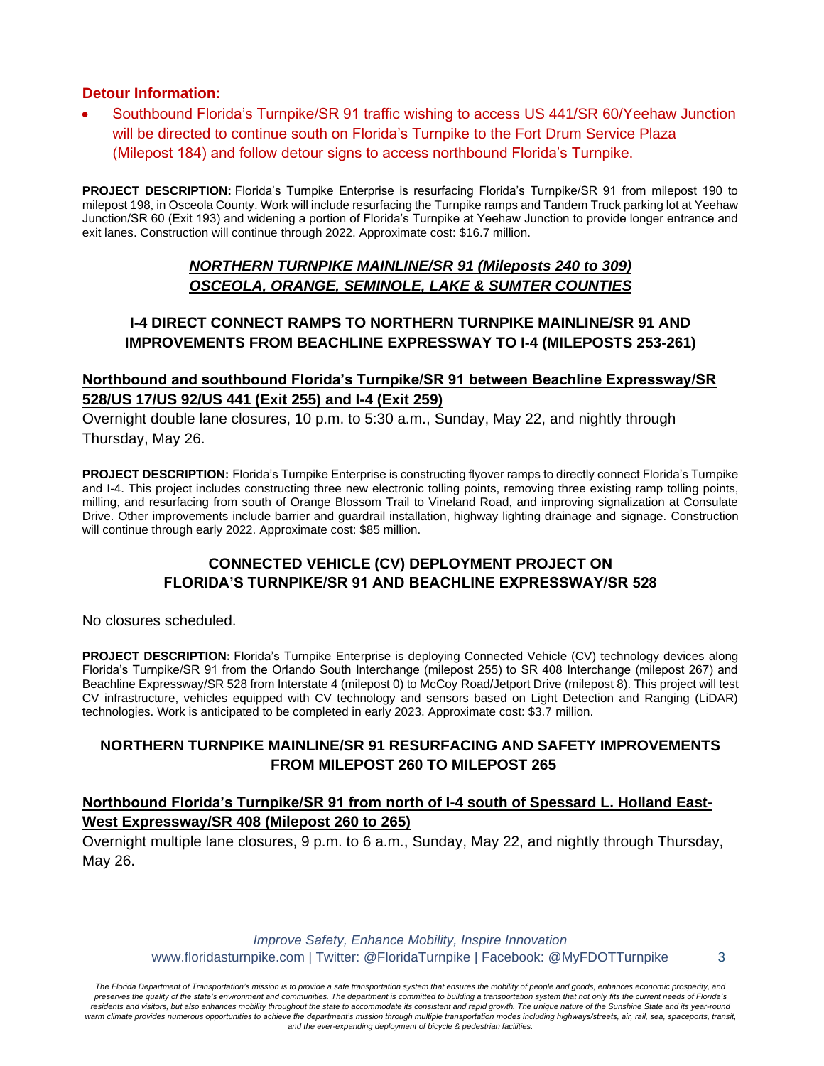**Detour Information:**

- Southbound Florida's Turnpike/SR 91 traffic wishing to access US 441/SR 60/Yeehaw Junction will be directed to continue south on Florida's Turnpike to the Fort Drum Service Plaza (Milepost 184) and follow detour signs to access northbound Florida's Turnpike.

**PROJECT DESCRIPTION:** Florida's Turnpike Enterprise is resurfacing Florida's Turnpike/SR 91 from milepost 190 to milepost 198, in Osceola County. Work will include resurfacing the Turnpike ramps and Tandem Truck parking lot at Yeehaw Junction/SR 60 (Exit 193) and widening a portion of Florida's Turnpike at Yeehaw Junction to provide longer entrance and exit lanes. Construction will continue through 2022. Approximate cost: $16.7 million.

## *NORTHERN TURNPIKE MAINLINE/SR 91 (Mileposts 240 to 309)*
## *OSCEOLA, ORANGE, SEMINOLE, LAKE & SUMTER COUNTIES*

### I-4 DIRECT CONNECT RAMPS TO NORTHERN TURNPIKE MAINLINE/SR 91 AND IMPROVEMENTS FROM BEACHLINE EXPRESSWAY TO I-4 (MILEPOSTS 253-261)

**Northbound and southbound Florida's Turnpike/SR 91 between Beachline Expressway/SR 528/US 17/US 92/US 441 (Exit 255) and I-4 (Exit 259)**

Overnight double lane closures, 10 p.m. to 5:30 a.m., Sunday, May 22, and nightly through Thursday, May 26.

**PROJECT DESCRIPTION:** Florida's Turnpike Enterprise is constructing flyover ramps to directly connect Florida's Turnpike and I-4. This project includes constructing three new electronic tolling points, removing three existing ramp tolling points, milling, and resurfacing from south of Orange Blossom Trail to Vineland Road, and improving signalization at Consulate Drive. Other improvements include barrier and guardrail installation, highway lighting drainage and signage. Construction will continue through early 2022. Approximate cost: $85 million.

### CONNECTED VEHICLE (CV) DEPLOYMENT PROJECT ON FLORIDA'S TURNPIKE/SR 91 AND BEACHLINE EXPRESSWAY/SR 528

No closures scheduled.

**PROJECT DESCRIPTION:** Florida's Turnpike Enterprise is deploying Connected Vehicle (CV) technology devices along Florida's Turnpike/SR 91 from the Orlando South Interchange (milepost 255) to SR 408 Interchange (milepost 267) and Beachline Expressway/SR 528 from Interstate 4 (milepost 0) to McCoy Road/Jetport Drive (milepost 8). This project will test CV infrastructure, vehicles equipped with CV technology and sensors based on Light Detection and Ranging (LiDAR) technologies. Work is anticipated to be completed in early 2023. Approximate cost: $3.7 million.

### NORTHERN TURNPIKE MAINLINE/SR 91 RESURFACING AND SAFETY IMPROVEMENTS FROM MILEPOST 260 TO MILEPOST 265

**Northbound Florida's Turnpike/SR 91 from north of I-4 south of Spessard L. Holland East-West Expressway/SR 408 (Milepost 260 to 265)**

Overnight multiple lane closures, 9 p.m. to 6 a.m., Sunday, May 22, and nightly through Thursday, May 26.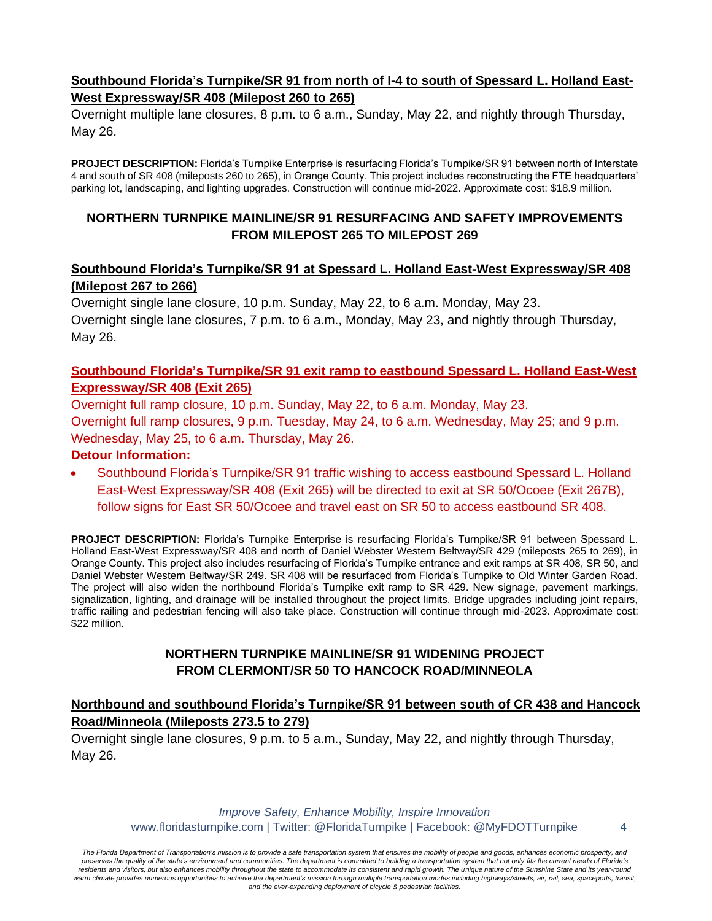**Southbound Florida's Turnpike/SR 91 from north of I-4 to south of Spessard L. Holland East-West Expressway/SR 408 (Milepost 260 to 265)**

Overnight multiple lane closures, 8 p.m. to 6 a.m., Sunday, May 22, and nightly through Thursday, May 26.

**PROJECT DESCRIPTION:** Florida's Turnpike Enterprise is resurfacing Florida's Turnpike/SR 91 between north of Interstate 4 and south of SR 408 (mileposts 260 to 265), in Orange County. This project includes reconstructing the FTE headquarters' parking lot, landscaping, and lighting upgrades. Construction will continue mid-2022. Approximate cost: $18.9 million.

## NORTHERN TURNPIKE MAINLINE/SR 91 RESURFACING AND SAFETY IMPROVEMENTS FROM MILEPOST 265 TO MILEPOST 269

**Southbound Florida's Turnpike/SR 91 at Spessard L. Holland East-West Expressway/SR 408 (Milepost 267 to 266)**

Overnight single lane closure, 10 p.m. Sunday, May 22, to 6 a.m. Monday, May 23.
Overnight single lane closures, 7 p.m. to 6 a.m., Monday, May 23, and nightly through Thursday, May 26.

**Southbound Florida's Turnpike/SR 91 exit ramp to eastbound Spessard L. Holland East-West Expressway/SR 408 (Exit 265)**

Overnight full ramp closure, 10 p.m. Sunday, May 22, to 6 a.m. Monday, May 23.
Overnight full ramp closures, 9 p.m. Tuesday, May 24, to 6 a.m. Wednesday, May 25; and 9 p.m. Wednesday, May 25, to 6 a.m. Thursday, May 26.

**Detour Information:**

- Southbound Florida's Turnpike/SR 91 traffic wishing to access eastbound Spessard L. Holland East-West Expressway/SR 408 (Exit 265) will be directed to exit at SR 50/Ocoee (Exit 267B), follow signs for East SR 50/Ocoee and travel east on SR 50 to access eastbound SR 408.

**PROJECT DESCRIPTION:** Florida's Turnpike Enterprise is resurfacing Florida's Turnpike/SR 91 between Spessard L. Holland East-West Expressway/SR 408 and north of Daniel Webster Western Beltway/SR 429 (mileposts 265 to 269), in Orange County. This project also includes resurfacing of Florida's Turnpike entrance and exit ramps at SR 408, SR 50, and Daniel Webster Western Beltway/SR 249. SR 408 will be resurfaced from Florida's Turnpike to Old Winter Garden Road. The project will also widen the northbound Florida's Turnpike exit ramp to SR 429. New signage, pavement markings, signalization, lighting, and drainage will be installed throughout the project limits. Bridge upgrades including joint repairs, traffic railing and pedestrian fencing will also take place. Construction will continue through mid-2023. Approximate cost: $22 million.

## NORTHERN TURNPIKE MAINLINE/SR 91 WIDENING PROJECT FROM CLERMONT/SR 50 TO HANCOCK ROAD/MINNEOLA

**Northbound and southbound Florida's Turnpike/SR 91 between south of CR 438 and Hancock Road/Minneola (Mileposts 273.5 to 279)**

Overnight single lane closures, 9 p.m. to 5 a.m., Sunday, May 22, and nightly through Thursday, May 26.

*Improve Safety, Enhance Mobility, Inspire Innovation*
www.floridasturnpike.com | Twitter: @FloridaTurnpike | Facebook: @MyFDOTTurnpike

*The Florida Department of Transportation's mission is to provide a safe transportation system that ensures the mobility of people and goods, enhances economic prosperity, and preserves the quality of the state's environment and communities. The department is committed to building a transportation system that not only fits the current needs of Florida's residents and visitors, but also enhances mobility throughout the state to accommodate its consistent and rapid growth. The unique nature of the Sunshine State and its year-round warm climate provides numerous opportunities to achieve the department's mission through multiple transportation modes including highways/streets, air, rail, sea, spaceports, transit, and the ever-expanding deployment of bicycle & pedestrian facilities.*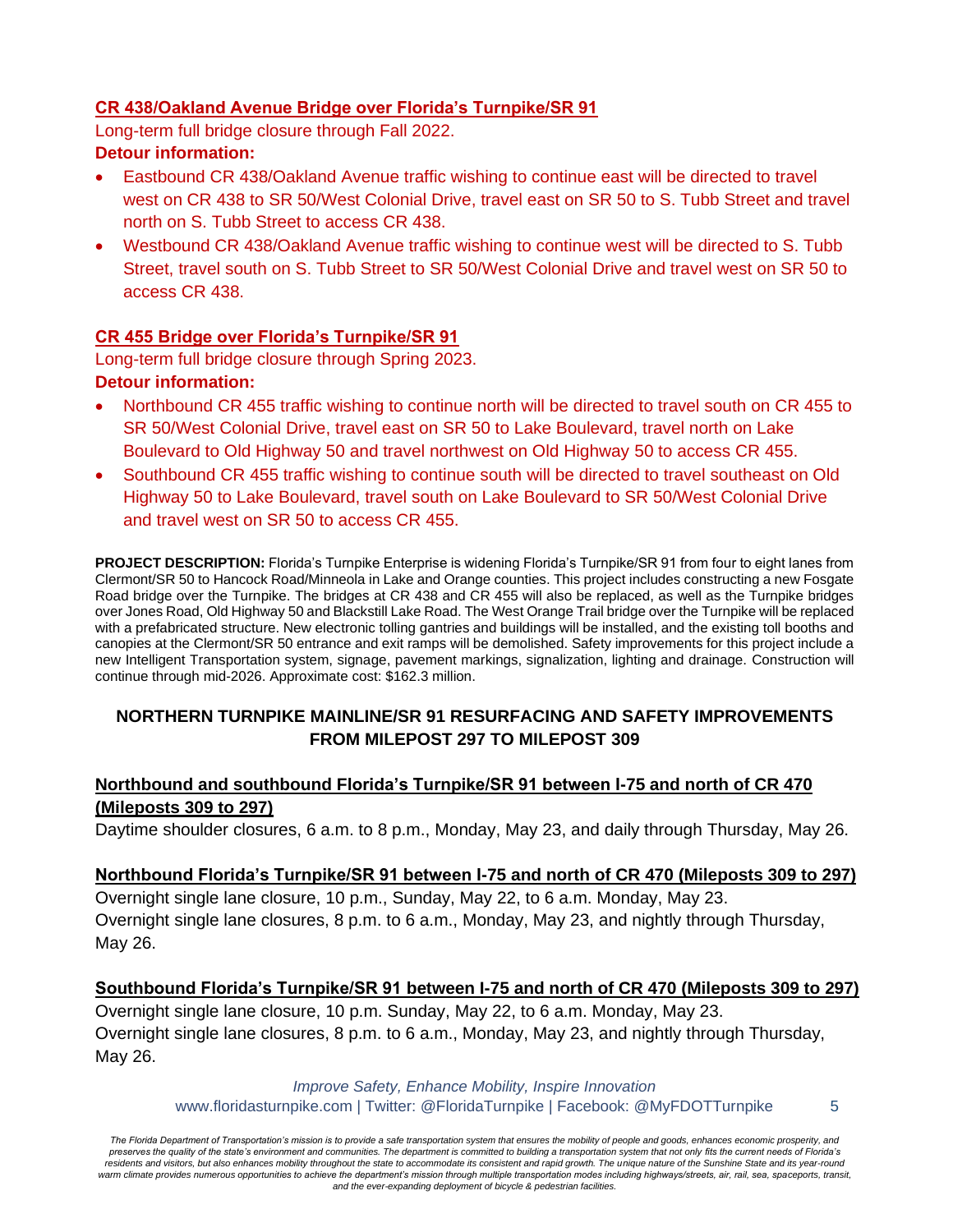**CR 438/Oakland Avenue Bridge over Florida's Turnpike/SR 91**

Long-term full bridge closure through Fall 2022.

**Detour information:**

- Eastbound CR 438/Oakland Avenue traffic wishing to continue east will be directed to travel west on CR 438 to SR 50/West Colonial Drive, travel east on SR 50 to S. Tubb Street and travel north on S. Tubb Street to access CR 438.
- Westbound CR 438/Oakland Avenue traffic wishing to continue west will be directed to S. Tubb Street, travel south on S. Tubb Street to SR 50/West Colonial Drive and travel west on SR 50 to access CR 438.

**CR 455 Bridge over Florida's Turnpike/SR 91**

Long-term full bridge closure through Spring 2023.

**Detour information:**

- Northbound CR 455 traffic wishing to continue north will be directed to travel south on CR 455 to SR 50/West Colonial Drive, travel east on SR 50 to Lake Boulevard, travel north on Lake Boulevard to Old Highway 50 and travel northwest on Old Highway 50 to access CR 455.
- Southbound CR 455 traffic wishing to continue south will be directed to travel southeast on Old Highway 50 to Lake Boulevard, travel south on Lake Boulevard to SR 50/West Colonial Drive and travel west on SR 50 to access CR 455.

**PROJECT DESCRIPTION:** Florida's Turnpike Enterprise is widening Florida's Turnpike/SR 91 from four to eight lanes from Clermont/SR 50 to Hancock Road/Minneola in Lake and Orange counties. This project includes constructing a new Fosgate Road bridge over the Turnpike. The bridges at CR 438 and CR 455 will also be replaced, as well as the Turnpike bridges over Jones Road, Old Highway 50 and Blackstill Lake Road. The West Orange Trail bridge over the Turnpike will be replaced with a prefabricated structure. New electronic tolling gantries and buildings will be installed, and the existing toll booths and canopies at the Clermont/SR 50 entrance and exit ramps will be demolished. Safety improvements for this project include a new Intelligent Transportation system, signage, pavement markings, signalization, lighting and drainage. Construction will continue through mid-2026. Approximate cost: $162.3 million.

## NORTHERN TURNPIKE MAINLINE/SR 91 RESURFACING AND SAFETY IMPROVEMENTS FROM MILEPOST 297 TO MILEPOST 309

**Northbound and southbound Florida's Turnpike/SR 91 between I-75 and north of CR 470 (Mileposts 309 to 297)**

Daytime shoulder closures, 6 a.m. to 8 p.m., Monday, May 23, and daily through Thursday, May 26.

**Northbound Florida's Turnpike/SR 91 between I-75 and north of CR 470 (Mileposts 309 to 297)**

Overnight single lane closure, 10 p.m., Sunday, May 22, to 6 a.m. Monday, May 23.
Overnight single lane closures, 8 p.m. to 6 a.m., Monday, May 23, and nightly through Thursday, May 26.

**Southbound Florida's Turnpike/SR 91 between I-75 and north of CR 470 (Mileposts 309 to 297)**

Overnight single lane closure, 10 p.m. Sunday, May 22, to 6 a.m. Monday, May 23.
Overnight single lane closures, 8 p.m. to 6 a.m., Monday, May 23, and nightly through Thursday, May 26.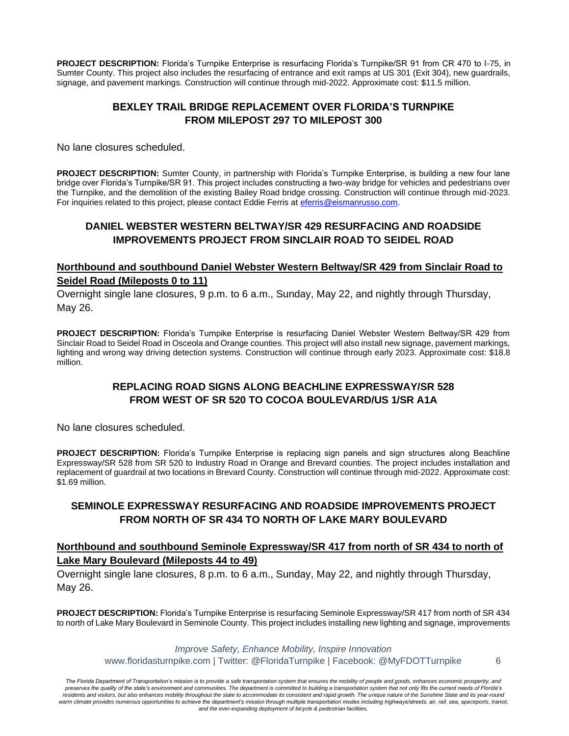**PROJECT DESCRIPTION:** Florida's Turnpike Enterprise is resurfacing Florida's Turnpike/SR 91 from CR 470 to I-75, in Sumter County. This project also includes the resurfacing of entrance and exit ramps at US 301 (Exit 304), new guardrails, signage, and pavement markings. Construction will continue through mid-2022. Approximate cost: $11.5 million.

## BEXLEY TRAIL BRIDGE REPLACEMENT OVER FLORIDA'S TURNPIKE FROM MILEPOST 297 TO MILEPOST 300

No lane closures scheduled.

**PROJECT DESCRIPTION:** Sumter County, in partnership with Florida's Turnpike Enterprise, is building a new four lane bridge over Florida's Turnpike/SR 91. This project includes constructing a two-way bridge for vehicles and pedestrians over the Turnpike, and the demolition of the existing Bailey Road bridge crossing. Construction will continue through mid-2023. For inquiries related to this project, please contact Eddie Ferris at [eferris@eismanrusso.com](mailto:eferris@eismanrusso.com).

## DANIEL WEBSTER WESTERN BELTWAY/SR 429 RESURFACING AND ROADSIDE IMPROVEMENTS PROJECT FROM SINCLAIR ROAD TO SEIDEL ROAD

### Northbound and southbound Daniel Webster Western Beltway/SR 429 from Sinclair Road to Seidel Road (Mileposts 0 to 11)

Overnight single lane closures, 9 p.m. to 6 a.m., Sunday, May 22, and nightly through Thursday, May 26.

**PROJECT DESCRIPTION:** Florida's Turnpike Enterprise is resurfacing Daniel Webster Western Beltway/SR 429 from Sinclair Road to Seidel Road in Osceola and Orange counties. This project will also install new signage, pavement markings, lighting and wrong way driving detection systems. Construction will continue through early 2023. Approximate cost: $18.8 million.

## REPLACING ROAD SIGNS ALONG BEACHLINE EXPRESSWAY/SR 528 FROM WEST OF SR 520 TO COCOA BOULEVARD/US 1/SR A1A

No lane closures scheduled.

**PROJECT DESCRIPTION:** Florida's Turnpike Enterprise is replacing sign panels and sign structures along Beachline Expressway/SR 528 from SR 520 to Industry Road in Orange and Brevard counties. The project includes installation and replacement of guardrail at two locations in Brevard County. Construction will continue through mid-2022. Approximate cost: $1.69 million.

## SEMINOLE EXPRESSWAY RESURFACING AND ROADSIDE IMPROVEMENTS PROJECT FROM NORTH OF SR 434 TO NORTH OF LAKE MARY BOULEVARD

### Northbound and southbound Seminole Expressway/SR 417 from north of SR 434 to north of Lake Mary Boulevard (Mileposts 44 to 49)

Overnight single lane closures, 8 p.m. to 6 a.m., Sunday, May 22, and nightly through Thursday, May 26.

**PROJECT DESCRIPTION:** Florida's Turnpike Enterprise is resurfacing Seminole Expressway/SR 417 from north of SR 434 to north of Lake Mary Boulevard in Seminole County. This project includes installing new lighting and signage, improvements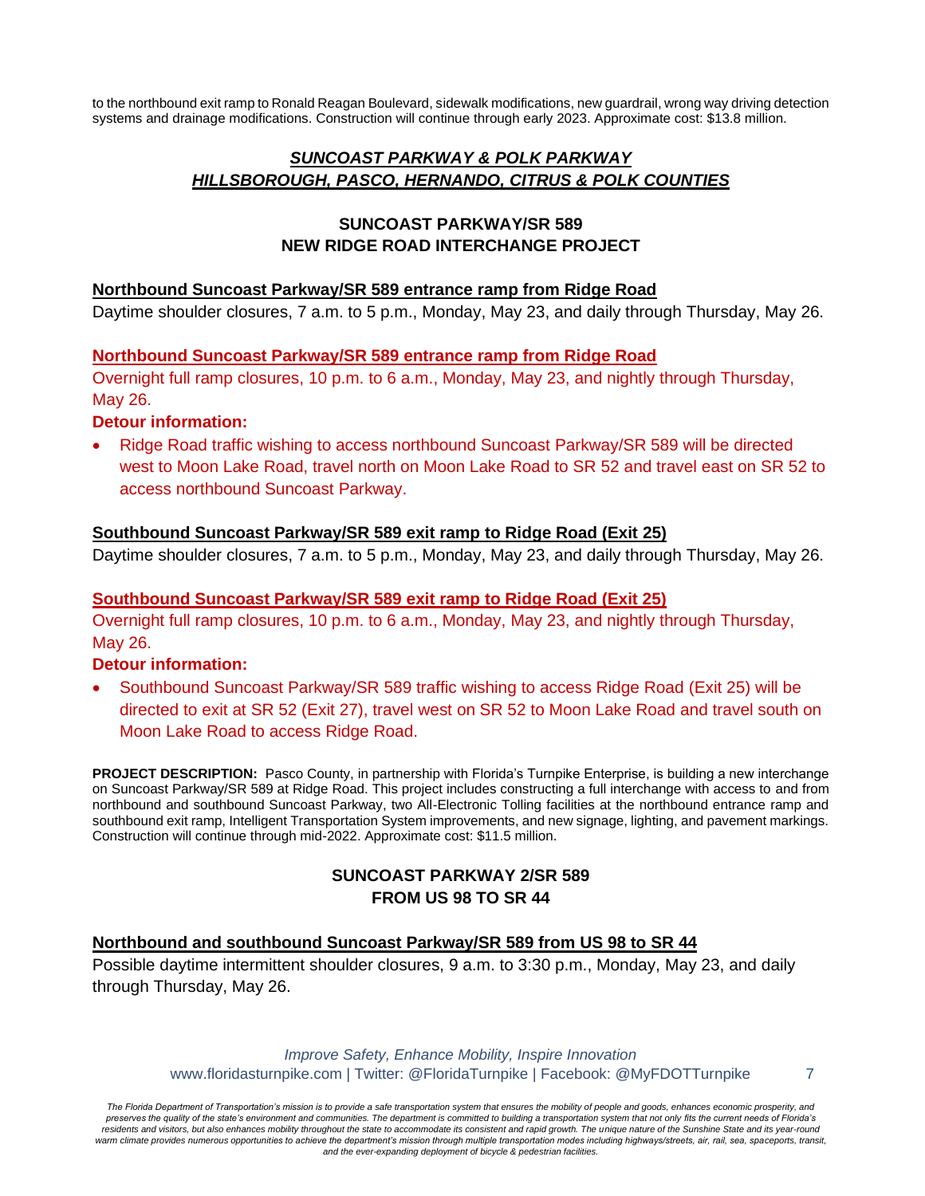to the northbound exit ramp to Ronald Reagan Boulevard, sidewalk modifications, new guardrail, wrong way driving detection systems and drainage modifications. Construction will continue through early 2023. Approximate cost: $13.8 million.

## ***SUNCOAST PARKWAY & POLK PARKWAY***
## ***HILLSBOROUGH, PASCO, HERNANDO, CITRUS & POLK COUNTIES***

### SUNCOAST PARKWAY/SR 589
### NEW RIDGE ROAD INTERCHANGE PROJECT

**Northbound Suncoast Parkway/SR 589 entrance ramp from Ridge Road**

Daytime shoulder closures, 7 a.m. to 5 p.m., Monday, May 23, and daily through Thursday, May 26.

**Northbound Suncoast Parkway/SR 589 entrance ramp from Ridge Road**

Overnight full ramp closures, 10 p.m. to 6 a.m., Monday, May 23, and nightly through Thursday, May 26.

**Detour information:**

- Ridge Road traffic wishing to access northbound Suncoast Parkway/SR 589 will be directed west to Moon Lake Road, travel north on Moon Lake Road to SR 52 and travel east on SR 52 to access northbound Suncoast Parkway.

**Southbound Suncoast Parkway/SR 589 exit ramp to Ridge Road (Exit 25)**

Daytime shoulder closures, 7 a.m. to 5 p.m., Monday, May 23, and daily through Thursday, May 26.

**Southbound Suncoast Parkway/SR 589 exit ramp to Ridge Road (Exit 25)**

Overnight full ramp closures, 10 p.m. to 6 a.m., Monday, May 23, and nightly through Thursday, May 26.

**Detour information:**

- Southbound Suncoast Parkway/SR 589 traffic wishing to access Ridge Road (Exit 25) will be directed to exit at SR 52 (Exit 27), travel west on SR 52 to Moon Lake Road and travel south on Moon Lake Road to access Ridge Road.

**PROJECT DESCRIPTION:** Pasco County, in partnership with Florida's Turnpike Enterprise, is building a new interchange on Suncoast Parkway/SR 589 at Ridge Road. This project includes constructing a full interchange with access to and from northbound and southbound Suncoast Parkway, two All-Electronic Tolling facilities at the northbound entrance ramp and southbound exit ramp, Intelligent Transportation System improvements, and new signage, lighting, and pavement markings. Construction will continue through mid-2022. Approximate cost: $11.5 million.

### SUNCOAST PARKWAY 2/SR 589
### FROM US 98 TO SR 44

**Northbound and southbound Suncoast Parkway/SR 589 from US 98 to SR 44**

Possible daytime intermittent shoulder closures, 9 a.m. to 3:30 p.m., Monday, May 23, and daily through Thursday, May 26.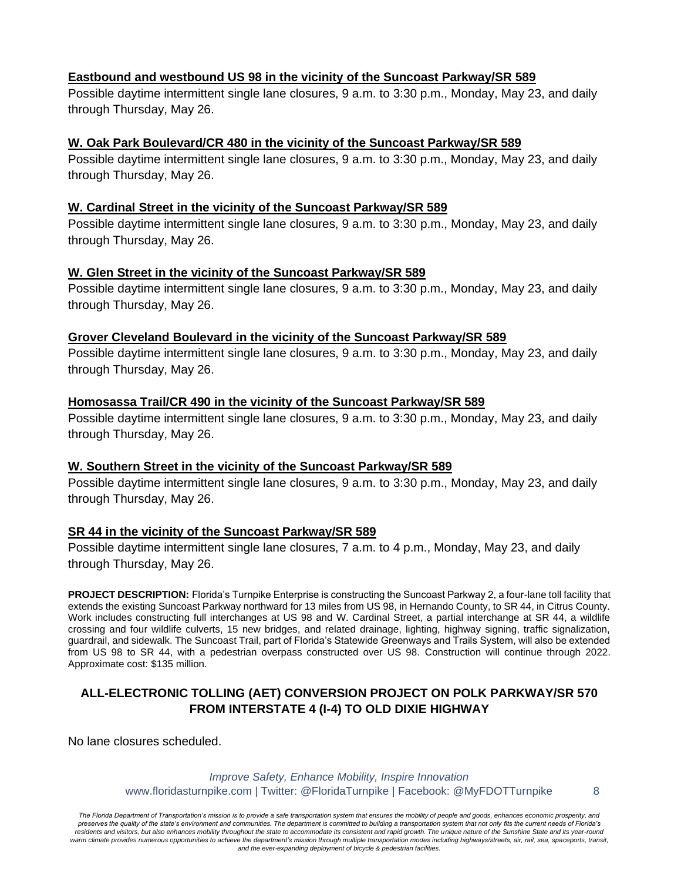**Eastbound and westbound US 98 in the vicinity of the Suncoast Parkway/SR 589**

Possible daytime intermittent single lane closures, 9 a.m. to 3:30 p.m., Monday, May 23, and daily through Thursday, May 26.

**W. Oak Park Boulevard/CR 480 in the vicinity of the Suncoast Parkway/SR 589**

Possible daytime intermittent single lane closures, 9 a.m. to 3:30 p.m., Monday, May 23, and daily through Thursday, May 26.

**W. Cardinal Street in the vicinity of the Suncoast Parkway/SR 589**

Possible daytime intermittent single lane closures, 9 a.m. to 3:30 p.m., Monday, May 23, and daily through Thursday, May 26.

**W. Glen Street in the vicinity of the Suncoast Parkway/SR 589**

Possible daytime intermittent single lane closures, 9 a.m. to 3:30 p.m., Monday, May 23, and daily through Thursday, May 26.

**Grover Cleveland Boulevard in the vicinity of the Suncoast Parkway/SR 589**

Possible daytime intermittent single lane closures, 9 a.m. to 3:30 p.m., Monday, May 23, and daily through Thursday, May 26.

**Homosassa Trail/CR 490 in the vicinity of the Suncoast Parkway/SR 589**

Possible daytime intermittent single lane closures, 9 a.m. to 3:30 p.m., Monday, May 23, and daily through Thursday, May 26.

**W. Southern Street in the vicinity of the Suncoast Parkway/SR 589**

Possible daytime intermittent single lane closures, 9 a.m. to 3:30 p.m., Monday, May 23, and daily through Thursday, May 26.

**SR 44 in the vicinity of the Suncoast Parkway/SR 589**

Possible daytime intermittent single lane closures, 7 a.m. to 4 p.m., Monday, May 23, and daily through Thursday, May 26.

**PROJECT DESCRIPTION:** Florida's Turnpike Enterprise is constructing the Suncoast Parkway 2, a four-lane toll facility that extends the existing Suncoast Parkway northward for 13 miles from US 98, in Hernando County, to SR 44, in Citrus County. Work includes constructing full interchanges at US 98 and W. Cardinal Street, a partial interchange at SR 44, a wildlife crossing and four wildlife culverts, 15 new bridges, and related drainage, lighting, highway signing, traffic signalization, guardrail, and sidewalk. The Suncoast Trail, part of Florida's Statewide Greenways and Trails System, will also be extended from US 98 to SR 44, with a pedestrian overpass constructed over US 98. Construction will continue through 2022. Approximate cost: $135 million.

## ALL-ELECTRONIC TOLLING (AET) CONVERSION PROJECT ON POLK PARKWAY/SR 570 FROM INTERSTATE 4 (I-4) TO OLD DIXIE HIGHWAY

No lane closures scheduled.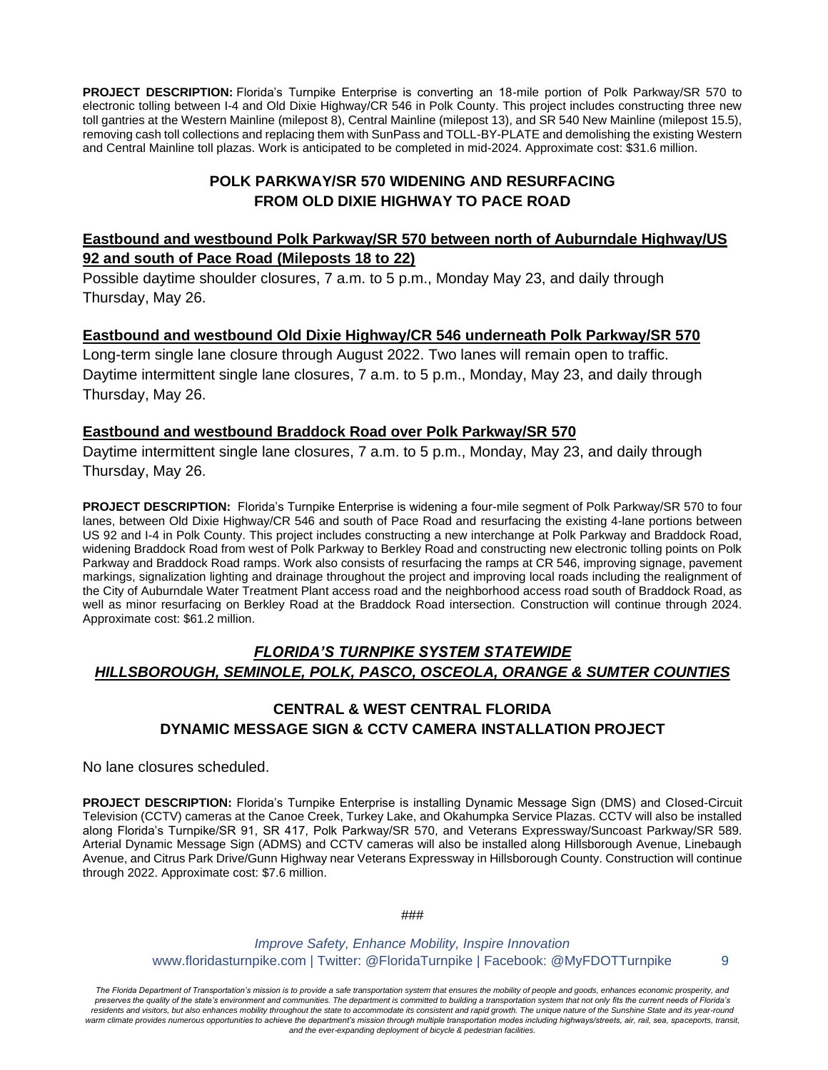**PROJECT DESCRIPTION:** Florida's Turnpike Enterprise is converting an 18-mile portion of Polk Parkway/SR 570 to electronic tolling between I-4 and Old Dixie Highway/CR 546 in Polk County. This project includes constructing three new toll gantries at the Western Mainline (milepost 8), Central Mainline (milepost 13), and SR 540 New Mainline (milepost 15.5), removing cash toll collections and replacing them with SunPass and TOLL-BY-PLATE and demolishing the existing Western and Central Mainline toll plazas. Work is anticipated to be completed in mid-2024. Approximate cost: $31.6 million.

## POLK PARKWAY/SR 570 WIDENING AND RESURFACING FROM OLD DIXIE HIGHWAY TO PACE ROAD

**Eastbound and westbound Polk Parkway/SR 570 between north of Auburndale Highway/US 92 and south of Pace Road (Mileposts 18 to 22)**

Possible daytime shoulder closures, 7 a.m. to 5 p.m., Monday May 23, and daily through Thursday, May 26.

**Eastbound and westbound Old Dixie Highway/CR 546 underneath Polk Parkway/SR 570**

Long-term single lane closure through August 2022. Two lanes will remain open to traffic.
Daytime intermittent single lane closures, 7 a.m. to 5 p.m., Monday, May 23, and daily through Thursday, May 26.

**Eastbound and westbound Braddock Road over Polk Parkway/SR 570**

Daytime intermittent single lane closures, 7 a.m. to 5 p.m., Monday, May 23, and daily through Thursday, May 26.

**PROJECT DESCRIPTION:** Florida's Turnpike Enterprise is widening a four-mile segment of Polk Parkway/SR 570 to four lanes, between Old Dixie Highway/CR 546 and south of Pace Road and resurfacing the existing 4-lane portions between US 92 and I-4 in Polk County. This project includes constructing a new interchange at Polk Parkway and Braddock Road, widening Braddock Road from west of Polk Parkway to Berkley Road and constructing new electronic tolling points on Polk Parkway and Braddock Road ramps. Work also consists of resurfacing the ramps at CR 546, improving signage, pavement markings, signalization lighting and drainage throughout the project and improving local roads including the realignment of the City of Auburndale Water Treatment Plant access road and the neighborhood access road south of Braddock Road, as well as minor resurfacing on Berkley Road at the Braddock Road intersection. Construction will continue through 2024. Approximate cost: $61.2 million.

## *FLORIDA'S TURNPIKE SYSTEM STATEWIDE*
## *HILLSBOROUGH, SEMINOLE, POLK, PASCO, OSCEOLA, ORANGE & SUMTER COUNTIES*

## CENTRAL & WEST CENTRAL FLORIDA DYNAMIC MESSAGE SIGN & CCTV CAMERA INSTALLATION PROJECT

No lane closures scheduled.

**PROJECT DESCRIPTION:** Florida's Turnpike Enterprise is installing Dynamic Message Sign (DMS) and Closed-Circuit Television (CCTV) cameras at the Canoe Creek, Turkey Lake, and Okahumpka Service Plazas. CCTV will also be installed along Florida's Turnpike/SR 91, SR 417, Polk Parkway/SR 570, and Veterans Expressway/Suncoast Parkway/SR 589. Arterial Dynamic Message Sign (ADMS) and CCTV cameras will also be installed along Hillsborough Avenue, Linebaugh Avenue, and Citrus Park Drive/Gunn Highway near Veterans Expressway in Hillsborough County. Construction will continue through 2022. Approximate cost: $7.6 million.

###

*Improve Safety, Enhance Mobility, Inspire Innovation*
www.floridasturnpike.com | Twitter: @FloridaTurnpike | Facebook: @MyFDOTTurnpike

*The Florida Department of Transportation's mission is to provide a safe transportation system that ensures the mobility of people and goods, enhances economic prosperity, and preserves the quality of the state's environment and communities. The department is committed to building a transportation system that not only fits the current needs of Florida's residents and visitors, but also enhances mobility throughout the state to accommodate its consistent and rapid growth. The unique nature of the Sunshine State and its year-round warm climate provides numerous opportunities to achieve the department's mission through multiple transportation modes including highways/streets, air, rail, sea, spaceports, transit, and the ever-expanding deployment of bicycle & pedestrian facilities.*